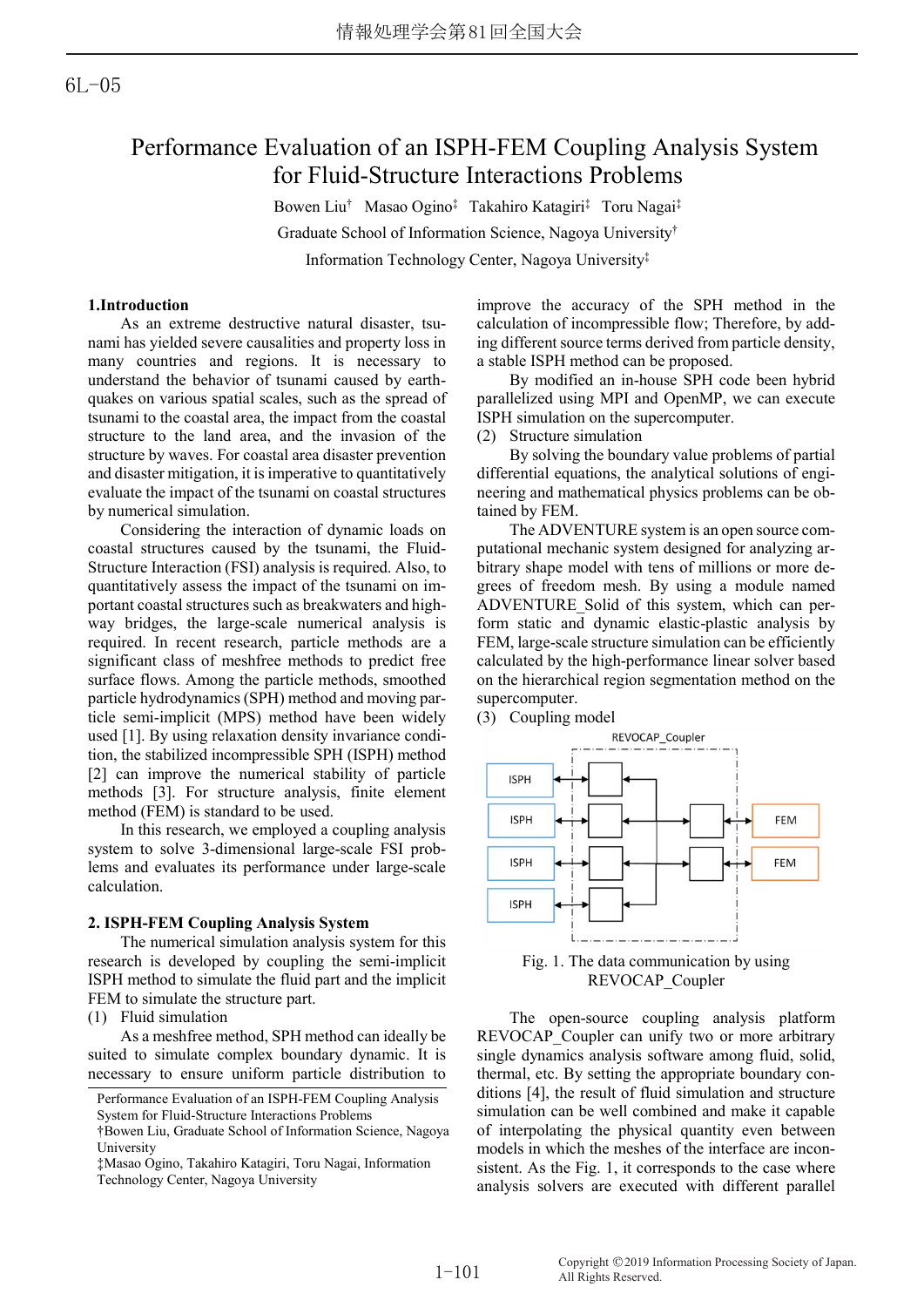6L-05

# Performance Evaluation of an ISPH-FEM Coupling Analysis System for Fluid-Structure Interactions Problems

Bowen Liu† Masao Ogino‡ Takahiro Katagiri‡ Toru Nagai‡

Graduate School of Information Science, Nagoya University†

Information Technology Center, Nagoya University‡

## 1.Introduction

As an extreme destructive natural disaster, tsunami has yielded severe causalities and property loss in many countries and regions. It is necessary to understand the behavior of tsunami caused by earthquakes on various spatial scales, such as the spread of tsunami to the coastal area, the impact from the coastal structure to the land area, and the invasion of the structure by waves. For coastal area disaster prevention and disaster mitigation, it is imperative to quantitatively evaluate the impact of the tsunami on coastal structures by numerical simulation.

Considering the interaction of dynamic loads on coastal structures caused by the tsunami, the Fluid-Structure Interaction (FSI) analysis is required. Also, to quantitatively assess the impact of the tsunami on important coastal structures such as breakwaters and highway bridges, the large-scale numerical analysis is required. In recent research, particle methods are a significant class of meshfree methods to predict free surface flows. Among the particle methods, smoothed particle hydrodynamics (SPH) method and moving particle semi-implicit (MPS) method have been widely used [1]. By using relaxation density invariance condition, the stabilized incompressible SPH (ISPH) method [2] can improve the numerical stability of particle methods [3]. For structure analysis, finite element method (FEM) is standard to be used.

In this research, we employed a coupling analysis system to solve 3-dimensional large-scale FSI problems and evaluates its performance under large-scale calculation.

## 2. ISPH-FEM Coupling Analysis System

The numerical simulation analysis system for this research is developed by coupling the semi-implicit ISPH method to simulate the fluid part and the implicit FEM to simulate the structure part.

(1) Fluid simulation

As a meshfree method, SPH method can ideally be suited to simulate complex boundary dynamic. It is necessary to ensure uniform particle distribution to improve the accuracy of the SPH method in the calculation of incompressible flow; Therefore, by adding different source terms derived from particle density, a stable ISPH method can be proposed.

By modified an in-house SPH code been hybrid parallelized using MPI and OpenMP, we can execute ISPH simulation on the supercomputer.

(2) Structure simulation

By solving the boundary value problems of partial differential equations, the analytical solutions of engineering and mathematical physics problems can be obtained by FEM.

The ADVENTURE system is an open source computational mechanic system designed for analyzing arbitrary shape model with tens of millions or more degrees of freedom mesh. By using a module named ADVENTURE_Solid of this system, which can perform static and dynamic elastic-plastic analysis by FEM, large-scale structure simulation can be efficiently calculated by the high-performance linear solver based on the hierarchical region segmentation method on the supercomputer.

(3) Coupling model

REVOCAP_Coupler

ISPH ISPH ISPH ISPH FEM FEM

Fig. 1. The data communication by using REVOCAP_Coupler

The open-source coupling analysis platform REVOCAP_Coupler can unify two or more arbitrary single dynamics analysis software among fluid, solid, thermal, etc. By setting the appropriate boundary conditions [4], the result of fluid simulation and structure simulation can be well combined and make it capable of interpolating the physical quantity even between models in which the meshes of the interface are inconsistent. As the Fig. 1, it corresponds to the case where analysis solvers are executed with different parallel

---

Performance Evaluation of an ISPH-FEM Coupling Analysis System for Fluid-Structure Interactions Problems

†Bowen Liu, Graduate School of Information Science, Nagoya University

‡Masao Ogino, Takahiro Katagiri, Toru Nagai, Information Technology Center, Nagoya University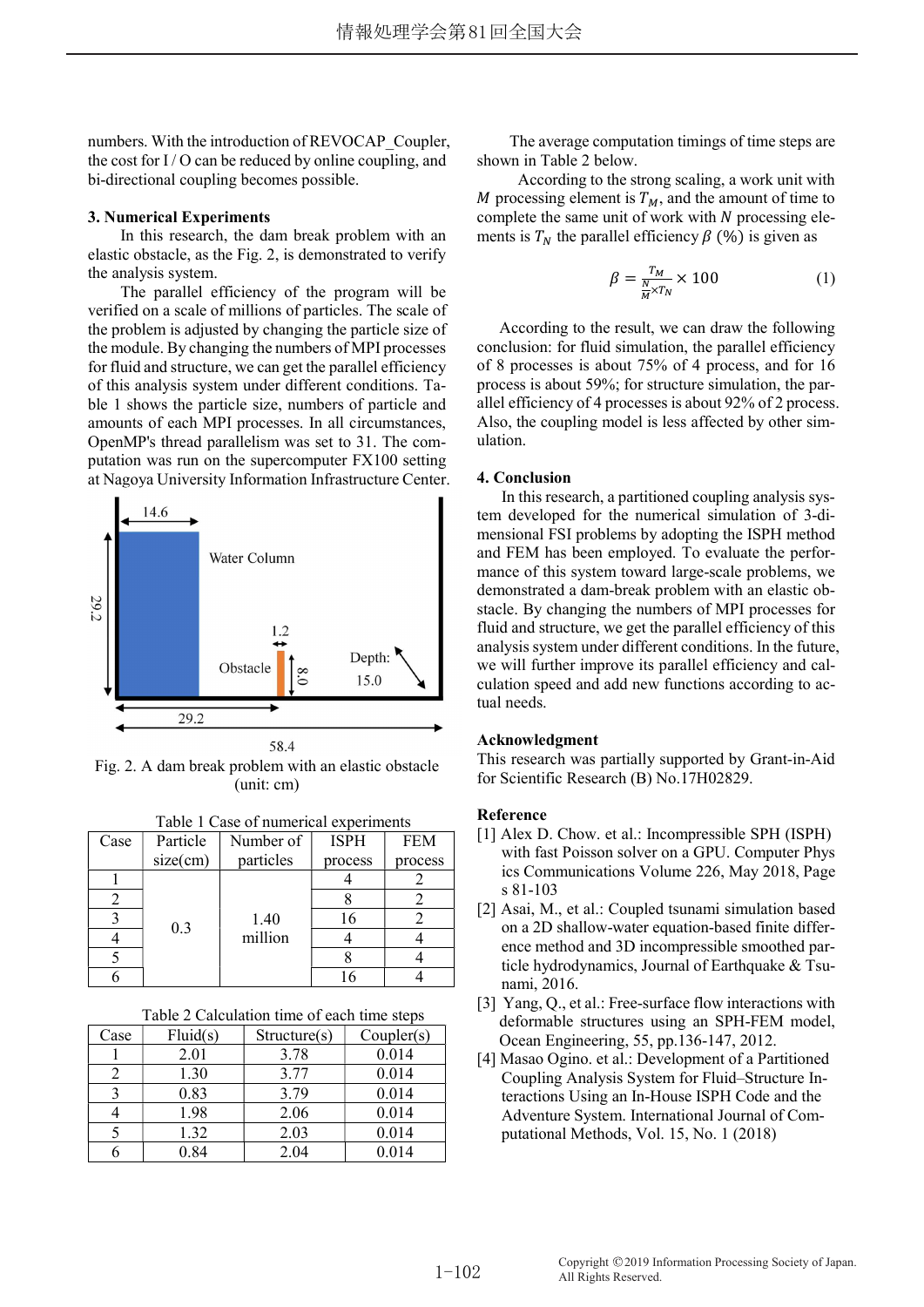numbers. With the introduction of REVOCAP_Coupler, the cost for I / O can be reduced by online coupling, and bi-directional coupling becomes possible.

## 3. Numerical Experiments

In this research, the dam break problem with an elastic obstacle, as the Fig. 2, is demonstrated to verify the analysis system.

The parallel efficiency of the program will be verified on a scale of millions of particles. The scale of the problem is adjusted by changing the particle size of the module. By changing the numbers of MPI processes for fluid and structure, we can get the parallel efficiency of this analysis system under different conditions. Table 1 shows the particle size, numbers of particle and amounts of each MPI processes. In all circumstances, OpenMP's thread parallelism was set to 31. The computation was run on the supercomputer FX100 setting at Nagoya University Information Infrastructure Center.

14.6
Water Column
29.2
1.2
Obstacle
8.0
Depth:
15.0
29.2
58.4

Fig. 2. A dam break problem with an elastic obstacle (unit: cm)

Table 1 Case of numerical experiments

| Case | Particle size(cm) | Number of particles | ISPH process | FEM process |
|---|---|---|---|---|
| 1 | 0.3 | 1.40 million | 4 | 2 |
| 2 | | | 8 | 2 |
| 3 | | | 16 | 2 |
| 4 | | | 4 | 4 |
| 5 | | | 8 | 4 |
| 6 | | | 16 | 4 |

Table 2 Calculation time of each time steps

| Case | Fluid(s) | Structure(s) | Coupler(s) |
|---|---|---|---|
| 1 | 2.01 | 3.78 | 0.014 |
| 2 | 1.30 | 3.77 | 0.014 |
| 3 | 0.83 | 3.79 | 0.014 |
| 4 | 1.98 | 2.06 | 0.014 |
| 5 | 1.32 | 2.03 | 0.014 |
| 6 | 0.84 | 2.04 | 0.014 |

The average computation timings of time steps are shown in Table 2 below.

According to the strong scaling, a work unit with $M$ processing element is $T_M$, and the amount of time to complete the same unit of work with $N$ processing elements is $T_N$ the parallel efficiency $\beta$ (%) is given as

$$\beta = \frac{T_M}{\frac{N}{M} \times T_N} \times 100 \qquad (1)$$

According to the result, we can draw the following conclusion: for fluid simulation, the parallel efficiency of 8 processes is about 75% of 4 process, and for 16 process is about 59%; for structure simulation, the parallel efficiency of 4 processes is about 92% of 2 process. Also, the coupling model is less affected by other simulation.

## 4. Conclusion

In this research, a partitioned coupling analysis system developed for the numerical simulation of 3-dimensional FSI problems by adopting the ISPH method and FEM has been employed. To evaluate the performance of this system toward large-scale problems, we demonstrated a dam-break problem with an elastic obstacle. By changing the numbers of MPI processes for fluid and structure, we get the parallel efficiency of this analysis system under different conditions. In the future, we will further improve its parallel efficiency and calculation speed and add new functions according to actual needs.

## Acknowledgment

This research was partially supported by Grant-in-Aid for Scientific Research (B) No.17H02829.

## Reference

[1] Alex D. Chow. et al.: Incompressible SPH (ISPH) with fast Poisson solver on a GPU. Computer Physics Communications Volume 226, May 2018, Pages 81-103

[2] Asai, M., et al.: Coupled tsunami simulation based on a 2D shallow-water equation-based finite difference method and 3D incompressible smoothed particle hydrodynamics, Journal of Earthquake & Tsunami, 2016.

[3] Yang, Q., et al.: Free-surface flow interactions with deformable structures using an SPH-FEM model, Ocean Engineering, 55, pp.136-147, 2012.

[4] Masao Ogino. et al.: Development of a Partitioned Coupling Analysis System for Fluid–Structure Interactions Using an In-House ISPH Code and the Adventure System. International Journal of Computational Methods, Vol. 15, No. 1 (2018)